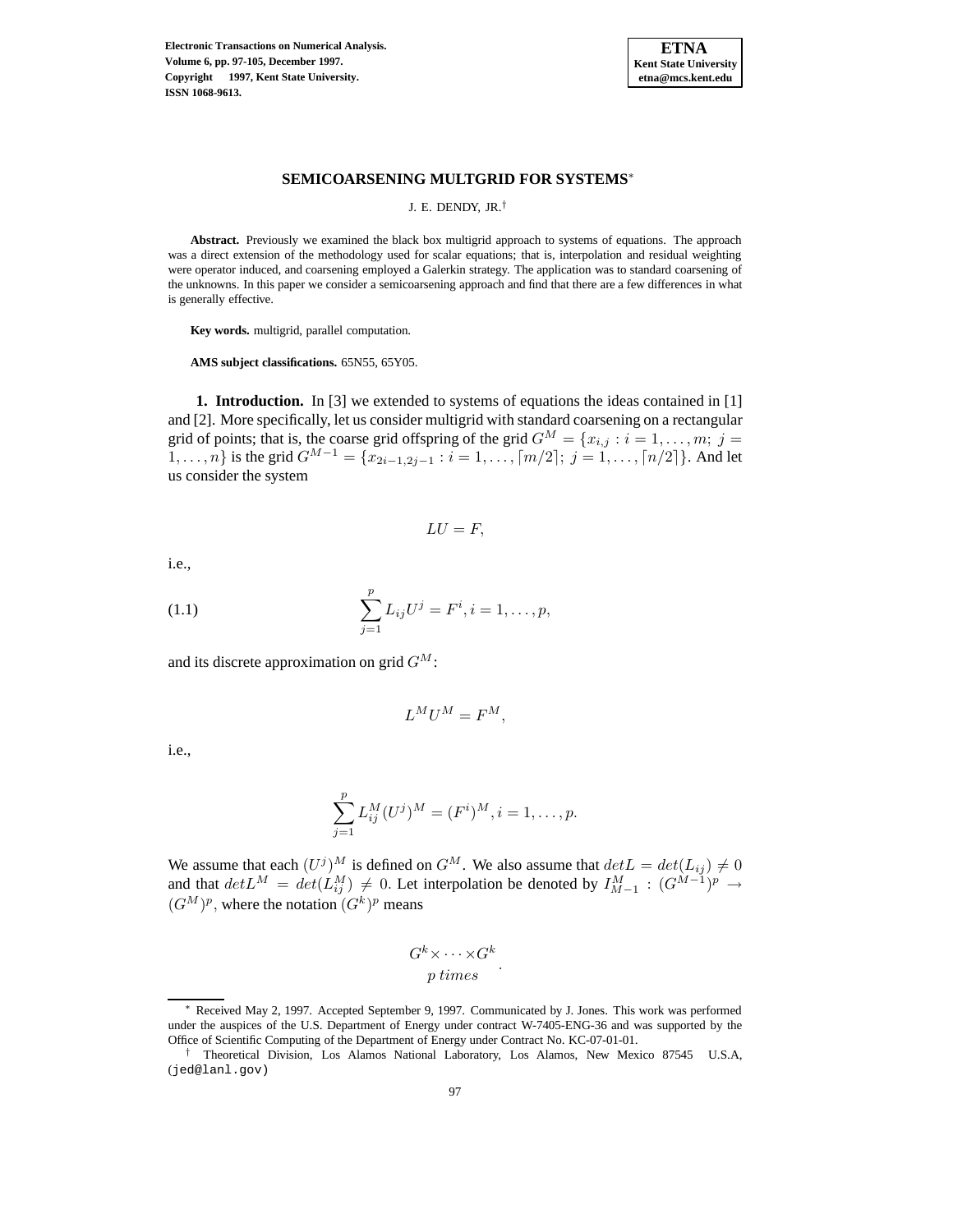# SEMICOARSENING MULTGRID FOR SYSTEMS[*]

J. E. DENDY, JR.[†]

**Abstract.** Previously we examined the black box multigrid approach to systems of equations. The approach was a direct extension of the methodology used for scalar equations; that is, interpolation and residual weighting were operator induced, and coarsening employed a Galerkin strategy. The application was to standard coarsening of the unknowns. In this paper we consider a semicoarsening approach and find that there are a few differences in what is generally effective.

**Key words.** multigrid, parallel computation.

**AMS subject classifications.** 65N55, 65Y05.

**1. Introduction.** In [3] we extended to systems of equations the ideas contained in [1] and [2]. More specifically, let us consider multigrid with standard coarsening on a rectangular grid of points; that is, the coarse grid offspring of the grid $G^M = \{x_{i,j} : i = 1, \ldots, m;\ j = 1, \ldots, n\}$ is the grid $G^{M-1} = \{x_{2i-1,2j-1} : i = 1, \ldots, \lceil m/2 \rceil;\ j = 1, \ldots, \lceil n/2 \rceil\}$. And let us consider the system

$$LU = F,$$

i.e.,

$$\sum_{j=1}^{p} L_{ij} U^j = F^i, i = 1, \ldots, p, \tag{1.1}$$

and its discrete approximation on grid $G^M$:

$$L^M U^M = F^M,$$

i.e.,

$$\sum_{j=1}^{p} L_{ij}^M (U^j)^M = (F^i)^M, i = 1, \ldots, p.$$

We assume that each $(U^j)^M$ is defined on $G^M$. We also assume that $det L = det(L_{ij}) \neq 0$ and that $det L^M = det(L_{ij}^M) \neq 0$. Let interpolation be denoted by $I_{M-1}^M : (G^{M-1})^p \rightarrow (G^M)^p$, where the notation $(G^k)^p$ means

$$\underbrace{G^k \times \cdots \times G^k}_{p\ times}.$$

---

[*] Received May 2, 1997. Accepted September 9, 1997. Communicated by J. Jones. This work was performed under the auspices of the U.S. Department of Energy under contract W-7405-ENG-36 and was supported by the Office of Scientific Computing of the Department of Energy under Contract No. KC-07-01-01.

[†] Theoretical Division, Los Alamos National Laboratory, Los Alamos, New Mexico 87545 U.S.A, (jed@lanl.gov)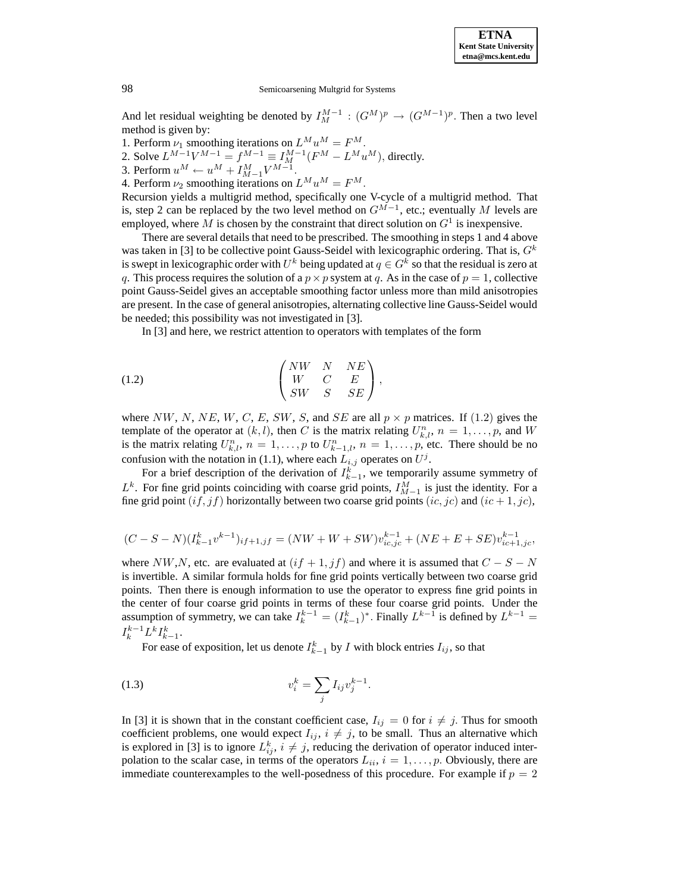And let residual weighting be denoted by $I_M^{M-1} : (G^M)^p \rightarrow (G^{M-1})^p$. Then a two level method is given by:

1. Perform $\nu_1$ smoothing iterations on $L^M u^M = F^M$.
2. Solve $L^{M-1}V^{M-1} = f^{M-1} \equiv I_M^{M-1}(F^M - L^M u^M)$, directly.
3. Perform $u^M \leftarrow u^M + I_{M-1}^M V^{M-1}$.
4. Perform $\nu_2$ smoothing iterations on $L^M u^M = F^M$.

Recursion yields a multigrid method, specifically one V-cycle of a multigrid method. That is, step 2 can be replaced by the two level method on $G^{M-1}$, etc.; eventually $M$ levels are employed, where $M$ is chosen by the constraint that direct solution on $G^1$ is inexpensive.

There are several details that need to be prescribed. The smoothing in steps 1 and 4 above was taken in [3] to be collective point Gauss-Seidel with lexicographic ordering. That is, $G^k$ is swept in lexicographic order with $U^k$ being updated at $q \in G^k$ so that the residual is zero at $q$. This process requires the solution of a $p \times p$ system at $q$. As in the case of $p = 1$, collective point Gauss-Seidel gives an acceptable smoothing factor unless more than mild anisotropies are present. In the case of general anisotropies, alternating collective line Gauss-Seidel would be needed; this possibility was not investigated in [3].

In [3] and here, we restrict attention to operators with templates of the form

$$
\begin{pmatrix} NW & N & NE \\ W & C & E \\ SW & S & SE \end{pmatrix}, \tag{1.2}
$$

where $NW$, $N$, $NE$, $W$, $C$, $E$, $SW$, $S$, and $SE$ are all $p \times p$ matrices. If $(1.2)$ gives the template of the operator at $(k, l)$, then $C$ is the matrix relating $U_{k,l}^n$, $n = 1, \ldots, p$, and $W$ is the matrix relating $U_{k,l}^n$, $n = 1, \ldots, p$ to $U_{k-1,l}^n$, $n = 1, \ldots, p$, etc. There should be no confusion with the notation in (1.1), where each $L_{i,j}$ operates on $U^j$.

For a brief description of the derivation of $I_{k-1}^k$, we temporarily assume symmetry of $L^k$. For fine grid points coinciding with coarse grid points, $I_{M-1}^M$ is just the identity. For a fine grid point $(if, jf)$ horizontally between two coarse grid points $(ic, jc)$ and $(ic+1, jc)$,

$$
(C - S - N)(I_{k-1}^k v^{k-1})_{if+1,jf} = (NW + W + SW)v_{ic,jc}^{k-1} + (NE + E + SE)v_{ic+1,jc}^{k-1},
$$

where $NW$,$N$, etc. are evaluated at $(if+1, jf)$ and where it is assumed that $C - S - N$ is invertible. A similar formula holds for fine grid points vertically between two coarse grid points. Then there is enough information to use the operator to express fine grid points in the center of four coarse grid points in terms of these four coarse grid points. Under the assumption of symmetry, we can take $I_k^{k-1} = (I_{k-1}^k)^*$. Finally $L^{k-1}$ is defined by $L^{k-1} = I_k^{k-1} L^k I_{k-1}^k$.

For ease of exposition, let us denote $I_{k-1}^k$ by $I$ with block entries $I_{ij}$, so that

$$
v_i^k = \sum_j I_{ij} v_j^{k-1}. \tag{1.3}
$$

In [3] it is shown that in the constant coefficient case, $I_{ij} = 0$ for $i \neq j$. Thus for smooth coefficient problems, one would expect $I_{ij}$, $i \neq j$, to be small. Thus an alternative which is explored in [3] is to ignore $L_{ij}^k$, $i \neq j$, reducing the derivation of operator induced interpolation to the scalar case, in terms of the operators $L_{ii}$, $i = 1, \ldots, p$. Obviously, there are immediate counterexamples to the well-posedness of this procedure. For example if $p = 2$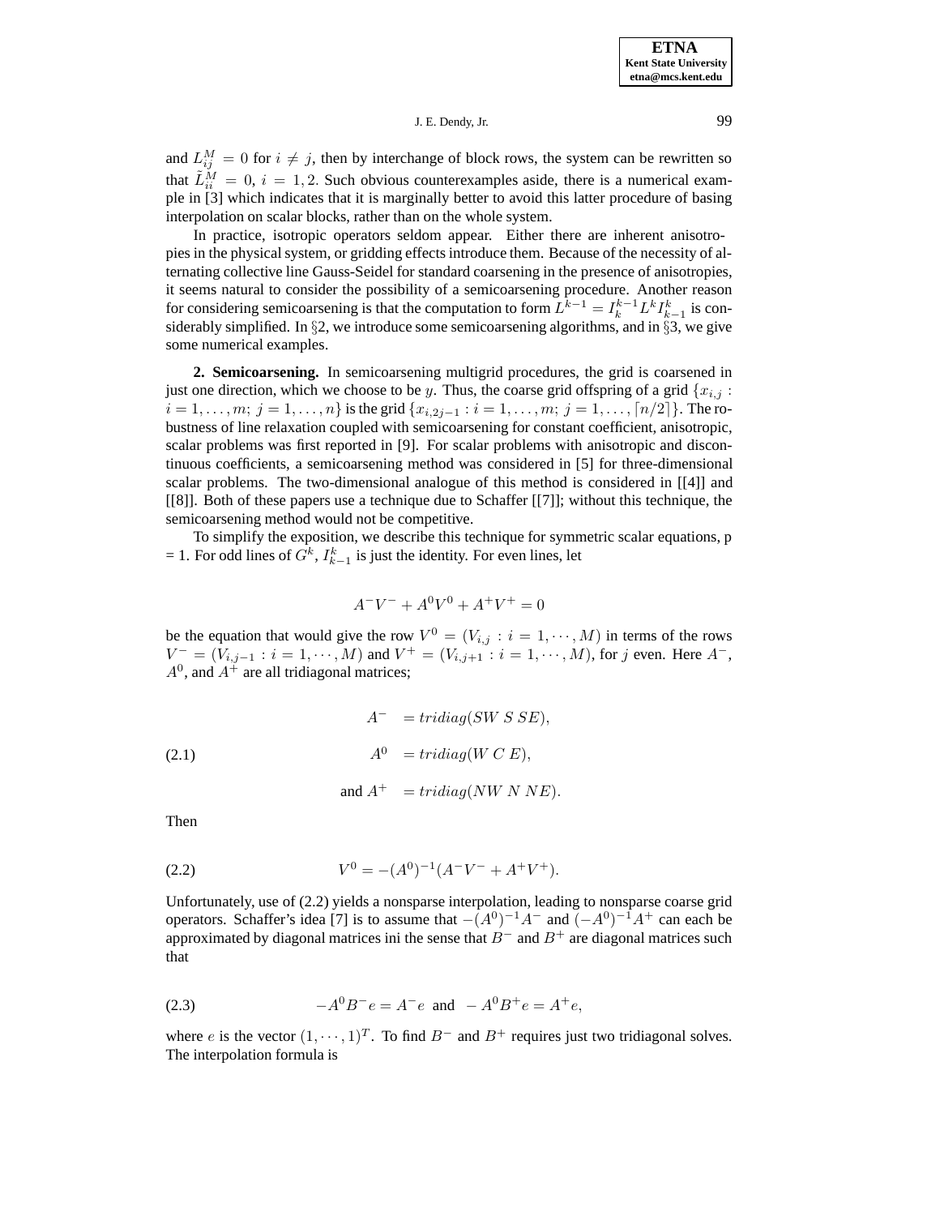and $L_{ij}^M = 0$ for $i \neq j$, then by interchange of block rows, the system can be rewritten so that $\tilde{L}_{ii}^M = 0$, $i = 1, 2$. Such obvious counterexamples aside, there is a numerical example in [3] which indicates that it is marginally better to avoid this latter procedure of basing interpolation on scalar blocks, rather than on the whole system.

In practice, isotropic operators seldom appear. Either there are inherent anisotropies in the physical system, or gridding effects introduce them. Because of the necessity of alternating collective line Gauss-Seidel for standard coarsening in the presence of anisotropies, it seems natural to consider the possibility of a semicoarsening procedure. Another reason for considering semicoarsening is that the computation to form $L^{k-1} = I_k^{k-1} L^k I_{k-1}^k$ is considerably simplified. In §2, we introduce some semicoarsening algorithms, and in §3, we give some numerical examples.

**2. Semicoarsening.** In semicoarsening multigrid procedures, the grid is coarsened in just one direction, which we choose to be $y$. Thus, the coarse grid offspring of a grid $\{x_{i,j} : i = 1, \ldots, m;\ j = 1, \ldots, n\}$ is the grid $\{x_{i,2j-1} : i = 1, \ldots, m;\ j = 1, \ldots, \lceil n/2 \rceil\}$. The robustness of line relaxation coupled with semicoarsening for constant coefficient, anisotropic, scalar problems was first reported in [9]. For scalar problems with anisotropic and discontinuous coefficients, a semicoarsening method was considered in [5] for three-dimensional scalar problems. The two-dimensional analogue of this method is considered in [[4]] and [[8]]. Both of these papers use a technique due to Schaffer [[7]]; without this technique, the semicoarsening method would not be competitive.

To simplify the exposition, we describe this technique for symmetric scalar equations, p = 1. For odd lines of $G^k$, $I_{k-1}^k$ is just the identity. For even lines, let

$$A^- V^- + A^0 V^0 + A^+ V^+ = 0$$

be the equation that would give the row $V^0 = (V_{i,j} : i = 1, \cdots, M)$ in terms of the rows $V^- = (V_{i,j-1} : i = 1, \cdots, M)$ and $V^+ = (V_{i,j+1} : i = 1, \cdots, M)$, for $j$ even. Here $A^-$, $A^0$, and $A^+$ are all tridiagonal matrices;

$$\begin{aligned} A^- &= tridiag(SW\ S\ SE), \\ A^0 &= tridiag(W\ C\ E), \\ \text{and } A^+ &= tridiag(NW\ N\ NE). \end{aligned} \tag{2.1}$$

Then

$$V^0 = -(A^0)^{-1}(A^- V^- + A^+ V^+). \tag{2.2}$$

Unfortunately, use of (2.2) yields a nonsparse interpolation, leading to nonsparse coarse grid operators. Schaffer's idea [7] is to assume that $-(A^0)^{-1}A^-$ and $(-A^0)^{-1}A^+$ can each be approximated by diagonal matrices ini the sense that $B^-$ and $B^+$ are diagonal matrices such that

$$-A^0 B^- e = A^- e \ \text{ and } \ -A^0 B^+ e = A^+ e, \tag{2.3}$$

where $e$ is the vector $(1, \cdots, 1)^T$. To find $B^-$ and $B^+$ requires just two tridiagonal solves. The interpolation formula is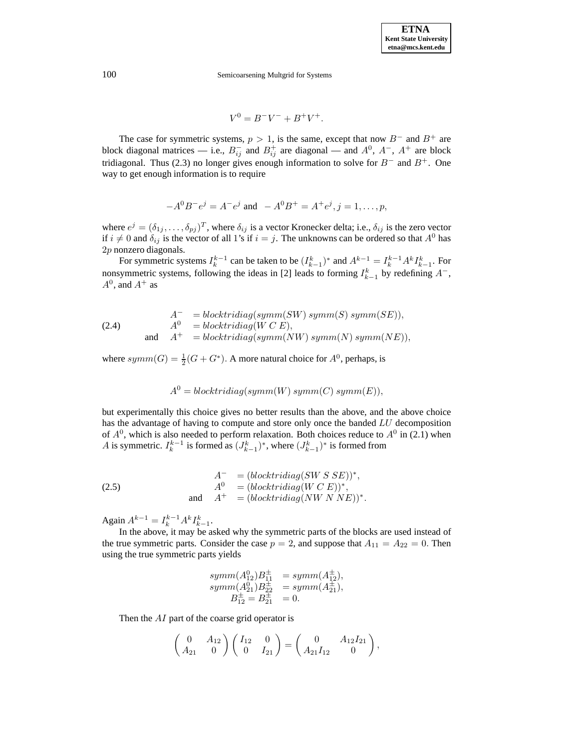$$V^0 = B^- V^- + B^+ V^+.$$

The case for symmetric systems, $p > 1$, is the same, except that now $B^-$ and $B^+$ are block diagonal matrices — i.e., $B^-_{ij}$ and $B^+_{ij}$ are diagonal — and $A^0$, $A^-$, $A^+$ are block tridiagonal. Thus (2.3) no longer gives enough information to solve for $B^-$ and $B^+$. One way to get enough information is to require

$$-A^0 B^- e^j = A^- e^j \text{ and } -A^0 B^+ = A^+ e^j, j = 1, \ldots, p,$$

where $e^j = (\delta_{1j}, \ldots, \delta_{pj})^T$, where $\delta_{ij}$ is a vector Kronecker delta; i.e., $\delta_{ij}$ is the zero vector if $i \neq 0$ and $\delta_{ij}$ is the vector of all 1's if $i = j$. The unknowns can be ordered so that $A^0$ has $2p$ nonzero diagonals.

For symmetric systems $I_k^{k-1}$ can be taken to be $(I_{k-1}^k)^*$ and $A^{k-1} = I_k^{k-1} A^k I_{k-1}^k$. For nonsymmetric systems, following the ideas in [2] leads to forming $I_{k-1}^k$ by redefining $A^-$, $A^0$, and $A^+$ as

$$\begin{aligned}
A^- &= blocktridiag(symm(SW)\; symm(S)\; symm(SE)), \\
A^0 &= blocktridiag(W\; C\; E), \\
\text{and} \quad A^+ &= blocktridiag(symm(NW)\; symm(N)\; symm(NE)),
\end{aligned} \tag{2.4}$$

where $symm(G) = \frac{1}{2}(G + G^*)$. A more natural choice for $A^0$, perhaps, is

$$A^0 = blocktridiag(symm(W)\; symm(C)\; symm(E)),$$

but experimentally this choice gives no better results than the above, and the above choice has the advantage of having to compute and store only once the banded $LU$ decomposition of $A^0$, which is also needed to perform relaxation. Both choices reduce to $A^0$ in (2.1) when $A$ is symmetric. $I_k^{k-1}$ is formed as $(J_{k-1}^k)^*$, where $(J_{k-1}^k)^*$ is formed from

$$\begin{aligned}
A^- &= (blocktridiag(SW\; S\; SE))^*, \\
A^0 &= (blocktridiag(W\; C\; E))^*, \\
\text{and} \quad A^+ &= (blocktridiag(NW\; N\; NE))^*.
\end{aligned} \tag{2.5}$$

Again $A^{k-1} = I_k^{k-1} A^k I_{k-1}^k$.

In the above, it may be asked why the symmetric parts of the blocks are used instead of the true symmetric parts. Consider the case $p = 2$, and suppose that $A_{11} = A_{22} = 0$. Then using the true symmetric parts yields

$$\begin{aligned}
symm(A^0_{12}) B^{\pm}_{11} &= symm(A^{\pm}_{12}), \\
symm(A^0_{21}) B^{\pm}_{22} &= symm(A^{\pm}_{21}), \\
B^{\pm}_{12} = B^{\pm}_{21} &= 0.
\end{aligned}$$

Then the $AI$ part of the coarse grid operator is

$$\begin{pmatrix} 0 & A_{12} \\ A_{21} & 0 \end{pmatrix} \begin{pmatrix} I_{12} & 0 \\ 0 & I_{21} \end{pmatrix} = \begin{pmatrix} 0 & A_{12} I_{21} \\ A_{21} I_{12} & 0 \end{pmatrix},$$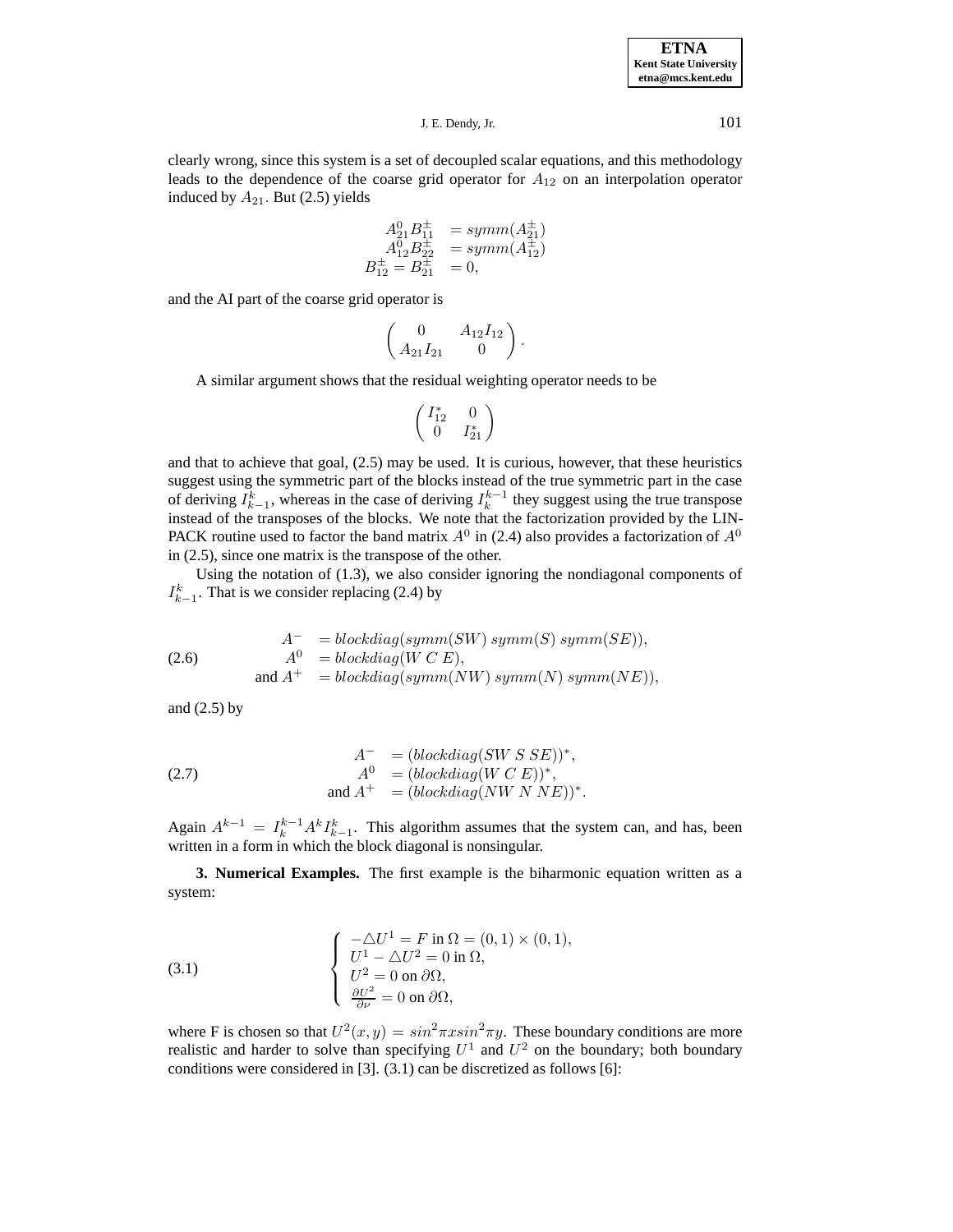clearly wrong, since this system is a set of decoupled scalar equations, and this methodology leads to the dependence of the coarse grid operator for $A_{12}$ on an interpolation operator induced by $A_{21}$. But (2.5) yields

$$
\begin{aligned}
A^0_{21} B^{\pm}_{11} &= symm(A^{\pm}_{21}) \\
A^0_{12} B^{\pm}_{22} &= symm(A^{\pm}_{12}) \\
B^{\pm}_{12} = B^{\pm}_{21} &= 0,
\end{aligned}
$$

and the AI part of the coarse grid operator is

$$
\begin{pmatrix} 0 & A_{12} I_{12} \\ A_{21} I_{21} & 0 \end{pmatrix}.
$$

A similar argument shows that the residual weighting operator needs to be

$$
\begin{pmatrix} I^*_{12} & 0 \\ 0 & I^*_{21} \end{pmatrix}
$$

and that to achieve that goal, (2.5) may be used. It is curious, however, that these heuristics suggest using the symmetric part of the blocks instead of the true symmetric part in the case of deriving $I^k_{k-1}$, whereas in the case of deriving $I^{k-1}_k$ they suggest using the true transpose instead of the transposes of the blocks. We note that the factorization provided by the LINPACK routine used to factor the band matrix $A^0$ in (2.4) also provides a factorization of $A^0$ in (2.5), since one matrix is the transpose of the other.

Using the notation of (1.3), we also consider ignoring the nondiagonal components of $I^k_{k-1}$. That is we consider replacing (2.4) by

$$
\begin{aligned}
A^- &= blockdiag(symm(SW)\ symm(S)\ symm(SE)), \\
A^0 &= blockdiag(W\ C\ E), \\
\text{and } A^+ &= blockdiag(symm(NW)\ symm(N)\ symm(NE)),
\end{aligned}
\tag{2.6}
$$

and (2.5) by

$$
\begin{aligned}
A^- &= (blockdiag(SW\ S\ SE))^*, \\
A^0 &= (blockdiag(W\ C\ E))^*, \\
\text{and } A^+ &= (blockdiag(NW\ N\ NE))^*.
\end{aligned}
\tag{2.7}
$$

Again $A^{k-1} = I^{k-1}_k A^k I^k_{k-1}$. This algorithm assumes that the system can, and has, been written in a form in which the block diagonal is nonsingular.

**3. Numerical Examples.** The first example is the biharmonic equation written as a system:

$$
\left\{
\begin{array}{l}
-\triangle U^1 = F \text{ in } \Omega = (0,1) \times (0,1), \\
U^1 - \triangle U^2 = 0 \text{ in } \Omega, \\
U^2 = 0 \text{ on } \partial\Omega, \\
\frac{\partial U^2}{\partial \nu} = 0 \text{ on } \partial\Omega,
\end{array}
\right.
\tag{3.1}
$$

where F is chosen so that $U^2(x,y) = sin^2 \pi x sin^2 \pi y$. These boundary conditions are more realistic and harder to solve than specifying $U^1$ and $U^2$ on the boundary; both boundary conditions were considered in [3]. (3.1) can be discretized as follows [6]: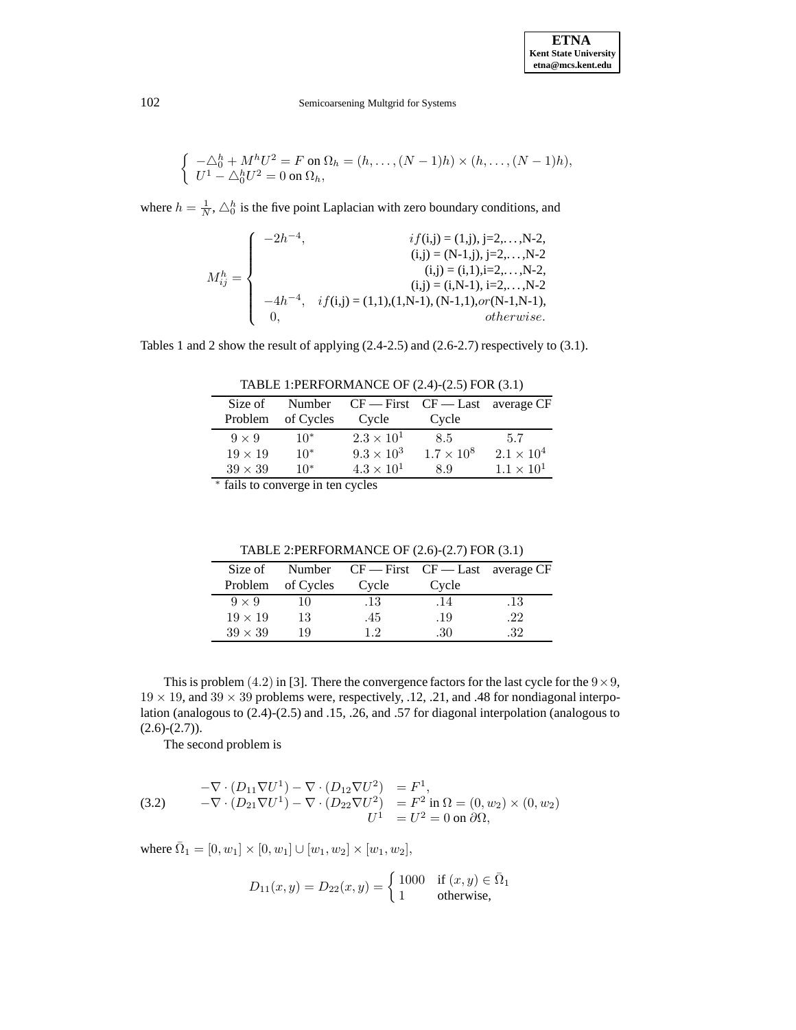$$\begin{cases} -\triangle_0^h + M^h U^2 = F \text{ on } \Omega_h = (h, \ldots, (N-1)h) \times (h, \ldots, (N-1)h), \\ U^1 - \triangle_0^h U^2 = 0 \text{ on } \Omega_h, \end{cases}$$

where $h = \frac{1}{N}$, $\triangle_0^h$ is the five point Laplacian with zero boundary conditions, and

$$M_{ij}^h = \begin{cases} -2h^{-4}, & if \text{(i,j) = (1,j), j=2,...,N-2,} \\ & \text{(i,j) = (N-1,j), j=2,...,N-2} \\ & \text{(i,j) = (i,1),i=2,...,N-2,} \\ & \text{(i,j) = (i,N-1), i=2,...,N-2} \\ -4h^{-4}, & if \text{(i,j) = (1,1),(1,N-1), (N-1,1),} or \text{(N-1,N-1),} \\ 0, & otherwise. \end{cases}$$

Tables 1 and 2 show the result of applying (2.4-2.5) and (2.6-2.7) respectively to (3.1).

TABLE 1:PERFORMANCE OF (2.4)-(2.5) FOR (3.1)

| Size of Problem | Number of Cycles | CF — First Cycle | CF — Last Cycle | average CF |
|---|---|---|---|---|
| $9 \times 9$ | $10^*$ | $2.3 \times 10^1$ | $8.5$ | $5.7$ |
| $19 \times 19$ | $10^*$ | $9.3 \times 10^3$ | $1.7 \times 10^8$ | $2.1 \times 10^4$ |
| $39 \times 39$ | $10^*$ | $4.3 \times 10^1$ | $8.9$ | $1.1 \times 10^1$ |

$^*$ fails to converge in ten cycles

TABLE 2:PERFORMANCE OF (2.6)-(2.7) FOR (3.1)

| Size of Problem | Number of Cycles | CF — First Cycle | CF — Last Cycle | average CF |
|---|---|---|---|---|
| $9 \times 9$ | $10$ | $.13$ | $.14$ | $.13$ |
| $19 \times 19$ | $13$ | $.45$ | $.19$ | $.22$ |
| $39 \times 39$ | $19$ | $1.2$ | $.30$ | $.32$ |

This is problem $(4.2)$ in [3]. There the convergence factors for the last cycle for the $9 \times 9$, $19 \times 19$, and $39 \times 39$ problems were, respectively, .12, .21, and .48 for nondiagonal interpolation (analogous to (2.4)-(2.5) and .15, .26, and .57 for diagonal interpolation (analogous to (2.6)-(2.7)).

The second problem is

$$\text{(3.2)} \qquad \begin{aligned} -\nabla \cdot (D_{11} \nabla U^1) - \nabla \cdot (D_{12} \nabla U^2) &= F^1, \\ -\nabla \cdot (D_{21} \nabla U^1) - \nabla \cdot (D_{22} \nabla U^2) &= F^2 \text{ in } \Omega = (0, w_2) \times (0, w_2) \\ U^1 &= U^2 = 0 \text{ on } \partial\Omega, \end{aligned}$$

where $\bar{\Omega}_1 = [0, w_1] \times [0, w_1] \cup [w_1, w_2] \times [w_1, w_2]$,

$$D_{11}(x, y) = D_{22}(x, y) = \begin{cases} 1000 & \text{if } (x, y) \in \bar{\Omega}_1 \\ 1 & \text{otherwise,} \end{cases}$$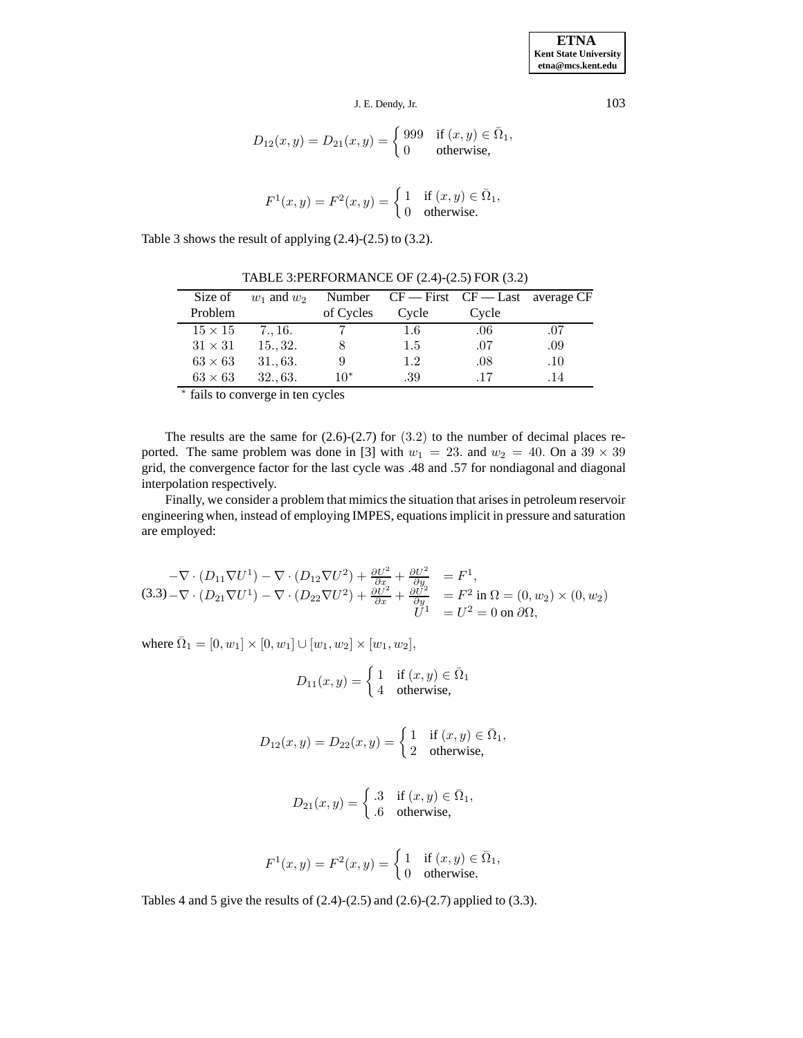$$D_{12}(x,y) = D_{21}(x,y) = \begin{cases} 999 & \text{if } (x,y) \in \bar{\Omega}_1, \\ 0 & \text{otherwise,} \end{cases}$$

$$F^1(x,y) = F^2(x,y) = \begin{cases} 1 & \text{if } (x,y) \in \bar{\Omega}_1, \\ 0 & \text{otherwise.} \end{cases}$$

Table 3 shows the result of applying (2.4)-(2.5) to (3.2).

TABLE 3: PERFORMANCE OF (2.4)-(2.5) FOR (3.2)

| Size of Problem | $w_1$ and $w_2$ | Number of Cycles | CF — First Cycle | CF — Last Cycle | average CF |
|---|---|---|---|---|---|
| $15 \times 15$ | $7., 16.$ | $7$ | $1.6$ | $.06$ | $.07$ |
| $31 \times 31$ | $15., 32.$ | $8$ | $1.5$ | $.07$ | $.09$ |
| $63 \times 63$ | $31., 63.$ | $9$ | $1.2$ | $.08$ | $.10$ |
| $63 \times 63$ | $32., 63.$ | $10^*$ | $.39$ | $.17$ | $.14$ |

$^*$ fails to converge in ten cycles

The results are the same for (2.6)-(2.7) for $(3.2)$ to the number of decimal places reported. The same problem was done in [3] with $w_1 = 23.$ and $w_2 = 40.$ On a $39 \times 39$ grid, the convergence factor for the last cycle was .48 and .57 for nondiagonal and diagonal interpolation respectively.

Finally, we consider a problem that mimics the situation that arises in petroleum reservoir engineering when, instead of employing IMPES, equations implicit in pressure and saturation are employed:

$$\begin{aligned} -\nabla \cdot (D_{11} \nabla U^1) - \nabla \cdot (D_{12} \nabla U^2) + \frac{\partial U^2}{\partial x} + \frac{\partial U^2}{\partial y} &= F^1, \\ -\nabla \cdot (D_{21} \nabla U^1) - \nabla \cdot (D_{22} \nabla U^2) + \frac{\partial U^2}{\partial x} + \frac{\partial U^2}{\partial y} &= F^2 \text{ in } \Omega = (0, w_2) \times (0, w_2) \\ U^1 &= U^2 = 0 \text{ on } \partial\Omega, \end{aligned} \tag{3.3}$$

where $\bar{\Omega}_1 = [0, w_1] \times [0, w_1] \cup [w_1, w_2] \times [w_1, w_2]$,

$$D_{11}(x,y) = \begin{cases} 1 & \text{if } (x,y) \in \bar{\Omega}_1 \\ 4 & \text{otherwise,} \end{cases}$$

$$D_{12}(x,y) = D_{22}(x,y) = \begin{cases} 1 & \text{if } (x,y) \in \bar{\Omega}_1, \\ 2 & \text{otherwise,} \end{cases}$$

$$D_{21}(x,y) = \begin{cases} .3 & \text{if } (x,y) \in \bar{\Omega}_1, \\ .6 & \text{otherwise,} \end{cases}$$

$$F^1(x,y) = F^2(x,y) = \begin{cases} 1 & \text{if } (x,y) \in \bar{\Omega}_1, \\ 0 & \text{otherwise.} \end{cases}$$

Tables 4 and 5 give the results of (2.4)-(2.5) and (2.6)-(2.7) applied to (3.3).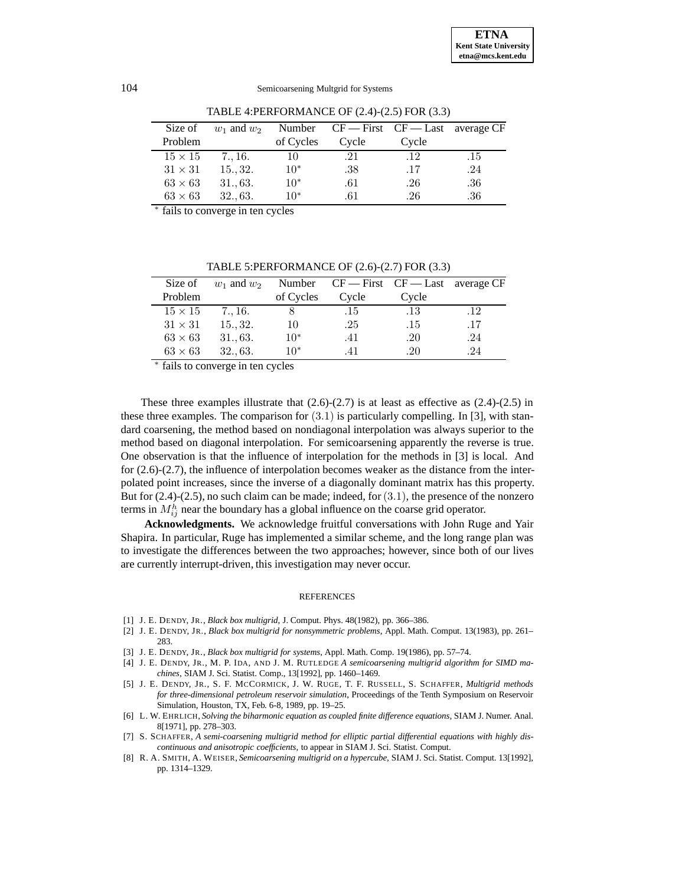TABLE 4:PERFORMANCE OF (2.4)-(2.5) FOR (3.3)

| Size of Problem | $w_1$ and $w_2$ | Number of Cycles | CF — First Cycle | CF — Last Cycle | average CF |
|---|---|---|---|---|---|
| $15 \times 15$ | $7., 16.$ | 10 | .21 | .12 | .15 |
| $31 \times 31$ | $15., 32.$ | $10^*$ | .38 | .17 | .24 |
| $63 \times 63$ | $31., 63.$ | $10^*$ | .61 | .26 | .36 |
| $63 \times 63$ | $32., 63.$ | $10^*$ | .61 | .26 | .36 |

$^*$ fails to converge in ten cycles

TABLE 5:PERFORMANCE OF (2.6)-(2.7) FOR (3.3)

| Size of Problem | $w_1$ and $w_2$ | Number of Cycles | CF — First Cycle | CF — Last Cycle | average CF |
|---|---|---|---|---|---|
| $15 \times 15$ | $7., 16.$ | 8 | .15 | .13 | .12 |
| $31 \times 31$ | $15., 32.$ | 10 | .25 | .15 | .17 |
| $63 \times 63$ | $31., 63.$ | $10^*$ | .41 | .20 | .24 |
| $63 \times 63$ | $32., 63.$ | $10^*$ | .41 | .20 | .24 |

$^*$ fails to converge in ten cycles

These three examples illustrate that (2.6)-(2.7) is at least as effective as (2.4)-(2.5) in these three examples. The comparison for $(3.1)$ is particularly compelling. In [3], with standard coarsening, the method based on nondiagonal interpolation was always superior to the method based on diagonal interpolation. For semicoarsening apparently the reverse is true. One observation is that the influence of interpolation for the methods in [3] is local. And for (2.6)-(2.7), the influence of interpolation becomes weaker as the distance from the interpolated point increases, since the inverse of a diagonally dominant matrix has this property. But for (2.4)-(2.5), no such claim can be made; indeed, for $(3.1)$, the presence of the nonzero terms in $M_{ij}^h$ near the boundary has a global influence on the coarse grid operator.

**Acknowledgments.** We acknowledge fruitful conversations with John Ruge and Yair Shapira. In particular, Ruge has implemented a similar scheme, and the long range plan was to investigate the differences between the two approaches; however, since both of our lives are currently interrupt-driven, this investigation may never occur.

## REFERENCES

[1] J. E. DENDY, JR., *Black box multigrid*, J. Comput. Phys. 48(1982), pp. 366–386.

[2] J. E. DENDY, JR., *Black box multigrid for nonsymmetric problems*, Appl. Math. Comput. 13(1983), pp. 261–283.

[3] J. E. DENDY, JR., *Black box multigrid for systems*, Appl. Math. Comp. 19(1986), pp. 57–74.

[4] J. E. DENDY, JR., M. P. IDA, AND J. M. RUTLEDGE *A semicoarsening multigrid algorithm for SIMD machines*, SIAM J. Sci. Statist. Comp., 13[1992], pp. 1460–1469.

[5] J. E. DENDY, JR., S. F. MCCORMICK, J. W. RUGE, T. F. RUSSELL, S. SCHAFFER, *Multigrid methods for three-dimensional petroleum reservoir simulation*, Proceedings of the Tenth Symposium on Reservoir Simulation, Houston, TX, Feb. 6-8, 1989, pp. 19–25.

[6] L. W. EHRLICH, *Solving the biharmonic equation as coupled finite difference equations*, SIAM J. Numer. Anal. 8[1971], pp. 278–303.

[7] S. SCHAFFER, *A semi-coarsening multigrid method for elliptic partial differential equations with highly discontinuous and anisotropic coefficients*, to appear in SIAM J. Sci. Statist. Comput.

[8] R. A. SMITH, A. WEISER, *Semicoarsening multigrid on a hypercube*, SIAM J. Sci. Statist. Comput. 13[1992], pp. 1314–1329.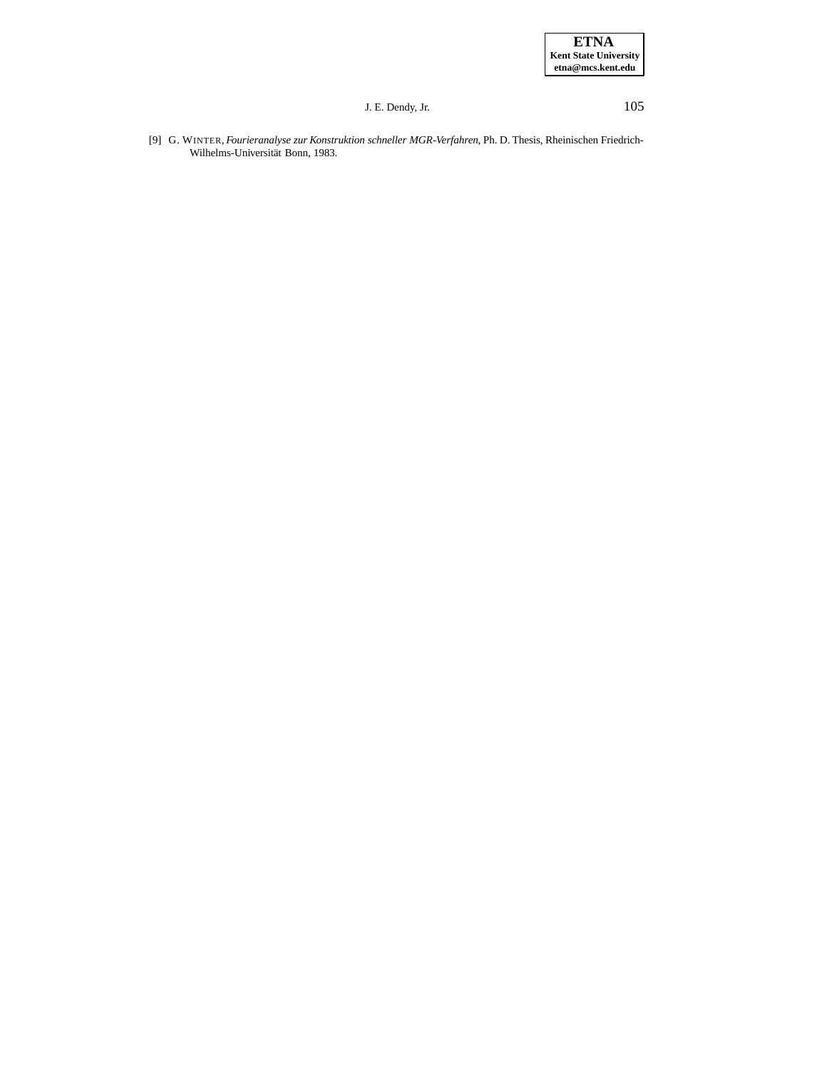[9] G. WINTER, *Fourieranalyse zur Konstruktion schneller MGR-Verfahren*, Ph. D. Thesis, Rheinischen Friedrich-Wilhelms-Universität Bonn, 1983.